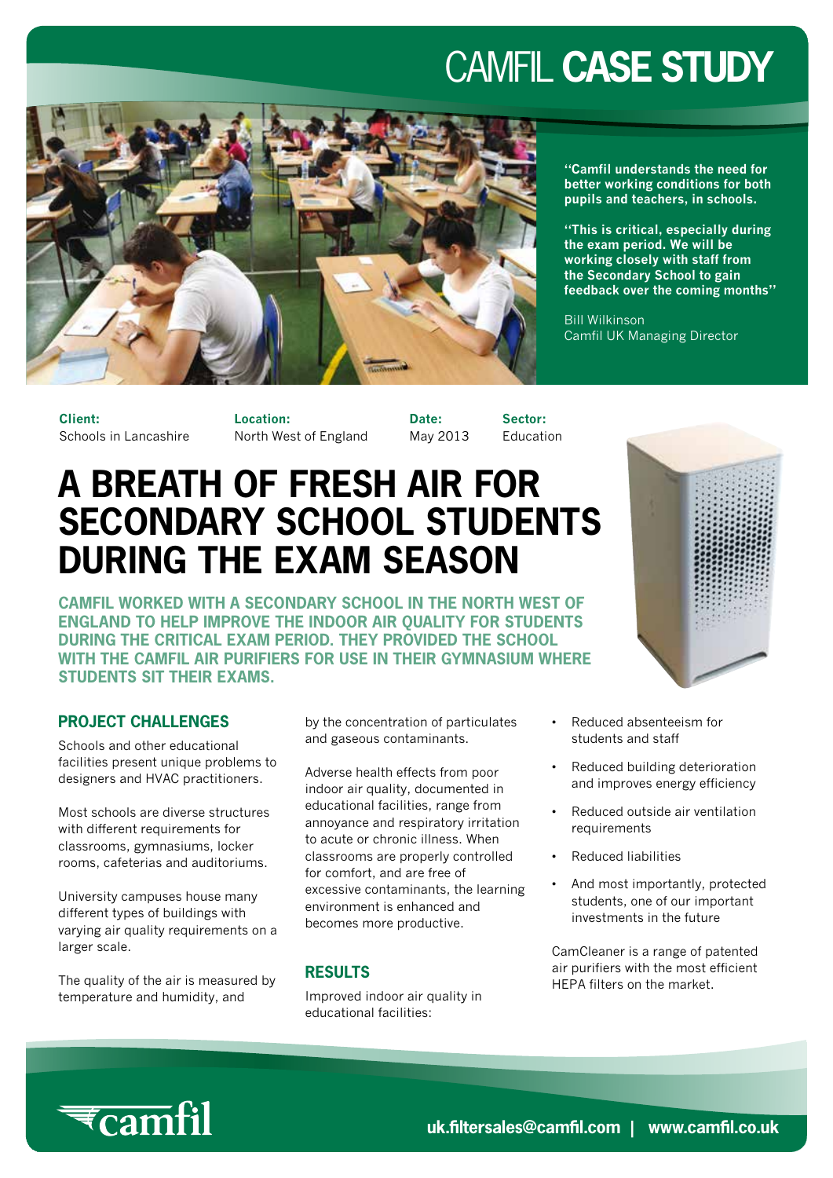# CAMFIL **CASE STUDY**

**"Camfil understands the need for better working conditions for both pupils and teachers, in schools.**

**"This is critical, especially during the exam period. We will be working closely with staff from the Secondary School to gain feedback over the coming months"**

Bill Wilkinson
Camfil UK Managing Director

| **Client:** | **Location:** | **Date:** | **Sector:** |
|---|---|---|---|
| Schools in Lancashire | North West of England | May 2013 | Education |

# A BREATH OF FRESH AIR FOR SECONDARY SCHOOL STUDENTS DURING THE EXAM SEASON

**CAMFIL WORKED WITH A SECONDARY SCHOOL IN THE NORTH WEST OF ENGLAND TO HELP IMPROVE THE INDOOR AIR QUALITY FOR STUDENTS DURING THE CRITICAL EXAM PERIOD. THEY PROVIDED THE SCHOOL WITH THE CAMFIL AIR PURIFIERS FOR USE IN THEIR GYMNASIUM WHERE STUDENTS SIT THEIR EXAMS.**

## PROJECT CHALLENGES

Schools and other educational facilities present unique problems to designers and HVAC practitioners.

Most schools are diverse structures with different requirements for classrooms, gymnasiums, locker rooms, cafeterias and auditoriums.

University campuses house many different types of buildings with varying air quality requirements on a larger scale.

The quality of the air is measured by temperature and humidity, and by the concentration of particulates and gaseous contaminants.

Adverse health effects from poor indoor air quality, documented in educational facilities, range from annoyance and respiratory irritation to acute or chronic illness. When classrooms are properly controlled for comfort, and are free of excessive contaminants, the learning environment is enhanced and becomes more productive.

## RESULTS

Improved indoor air quality in educational facilities:

- Reduced absenteeism for students and staff
- Reduced building deterioration and improves energy efficiency
- Reduced outside air ventilation requirements
- Reduced liabilities
- And most importantly, protected students, one of our important investments in the future

CamCleaner is a range of patented air purifiers with the most efficient HEPA filters on the market.

camfil

**uk.filtersales@camfil.com | www.camfil.co.uk**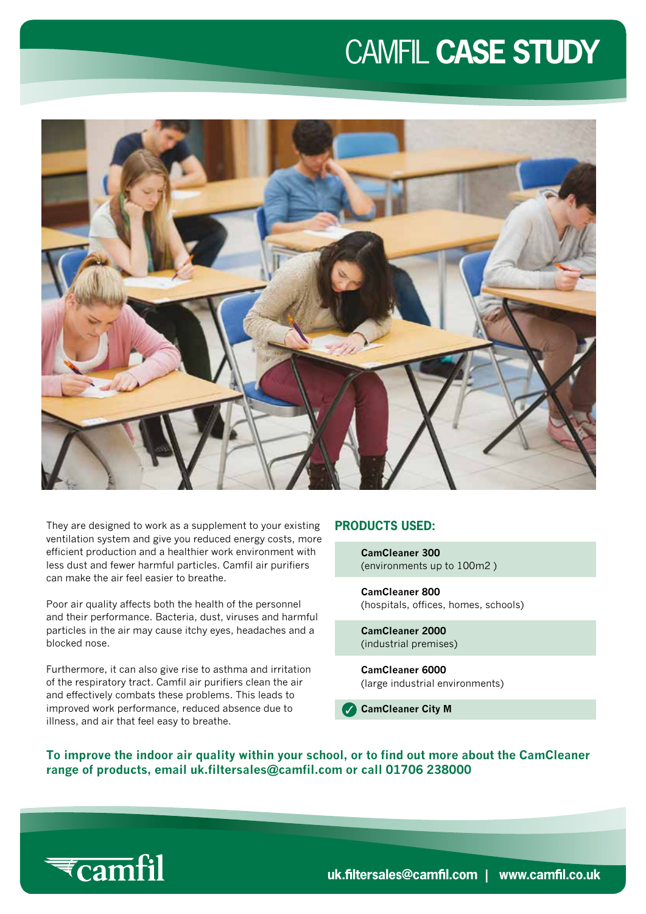# CAMFIL **CASE STUDY**

They are designed to work as a supplement to your existing ventilation system and give you reduced energy costs, more efficient production and a healthier work environment with less dust and fewer harmful particles. Camfil air purifiers can make the air feel easier to breathe.

Poor air quality affects both the health of the personnel and their performance. Bacteria, dust, viruses and harmful particles in the air may cause itchy eyes, headaches and a blocked nose.

Furthermore, it can also give rise to asthma and irritation of the respiratory tract. Camfil air purifiers clean the air and effectively combats these problems. This leads to improved work performance, reduced absence due to illness, and air that feel easy to breathe.

## PRODUCTS USED:

**CamCleaner 300**
(environments up to 100m2 )

**CamCleaner 800**
(hospitals, offices, homes, schools)

**CamCleaner 2000**
(industrial premises)

**CamCleaner 6000**
(large industrial environments)

✓ **CamCleaner City M**

**To improve the indoor air quality within your school, or to find out more about the CamCleaner range of products, email uk.filtersales@camfil.com or call 01706 238000**

camfil

**uk.filtersales@camfil.com | www.camfil.co.uk**